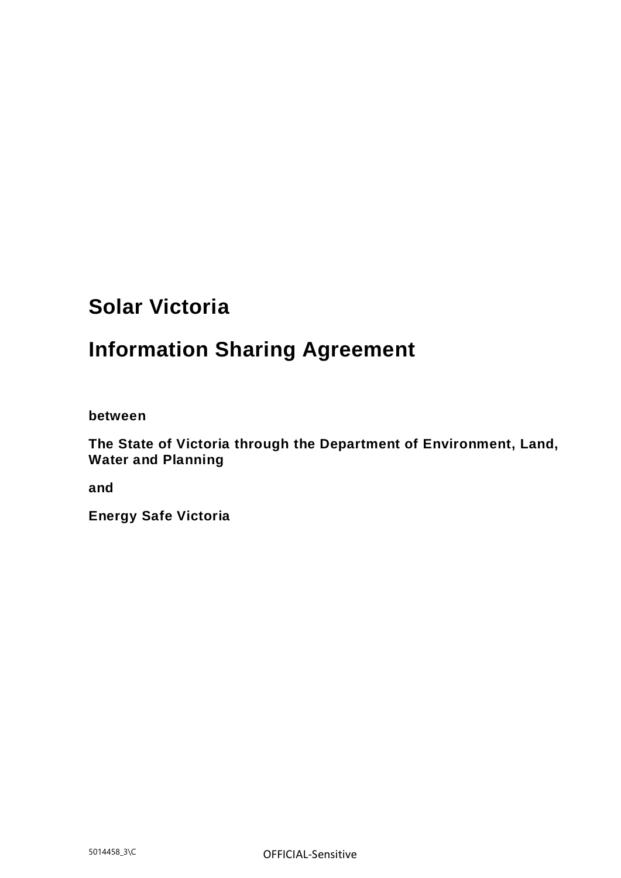# Solar Victoria

# Information Sharing Agreement

**between**

**The State of Victoria through the Department of Environment, Land, Water and Planning**

**and**

**Energy Safe Victoria**

5014458_3\C

OFFICIAL-Sensitive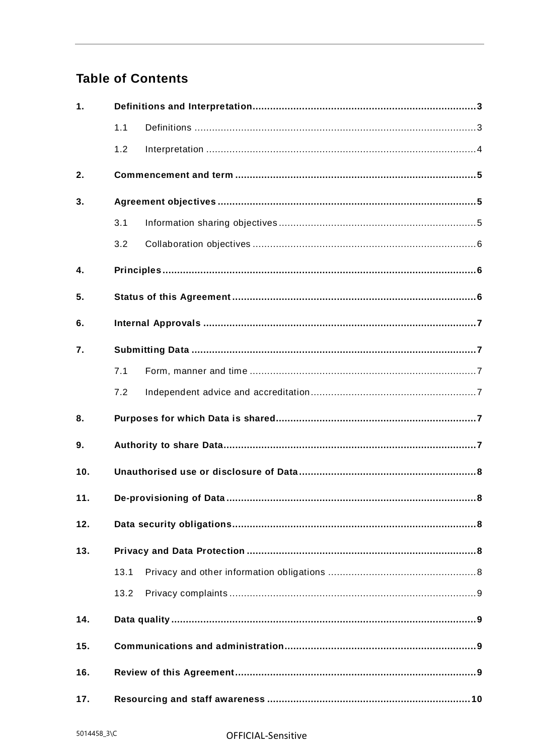## Table of Contents

| | | | |
|---|---|---|---|
| **1.** | **Definitions and Interpretation** | | **3** |
| | 1.1 | Definitions | 3 |
| | 1.2 | Interpretation | 4 |
| **2.** | **Commencement and term** | | **5** |
| **3.** | **Agreement objectives** | | **5** |
| | 3.1 | Information sharing objectives | 5 |
| | 3.2 | Collaboration objectives | 6 |
| **4.** | **Principles** | | **6** |
| **5.** | **Status of this Agreement** | | **6** |
| **6.** | **Internal Approvals** | | **7** |
| **7.** | **Submitting Data** | | **7** |
| | 7.1 | Form, manner and time | 7 |
| | 7.2 | Independent advice and accreditation | 7 |
| **8.** | **Purposes for which Data is shared** | | **7** |
| **9.** | **Authority to share Data** | | **7** |
| **10.** | **Unauthorised use or disclosure of Data** | | **8** |
| **11.** | **De-provisioning of Data** | | **8** |
| **12.** | **Data security obligations** | | **8** |
| **13.** | **Privacy and Data Protection** | | **8** |
| | 13.1 | Privacy and other information obligations | 8 |
| | 13.2 | Privacy complaints | 9 |
| **14.** | **Data quality** | | **9** |
| **15.** | **Communications and administration** | | **9** |
| **16.** | **Review of this Agreement** | | **9** |
| **17.** | **Resourcing and staff awareness** | | **10** |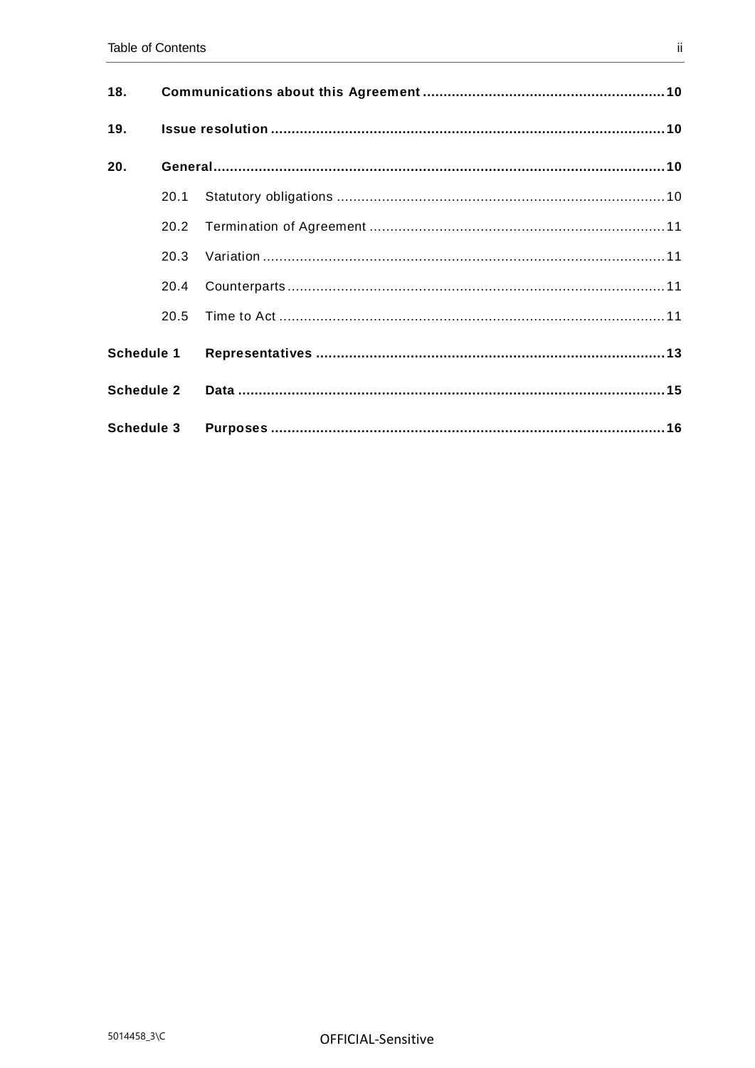**18. Communications about this Agreement** .......... **10**

**19. Issue resolution** .......... **10**

**20. General** .......... **10**

- 20.1 Statutory obligations .......... 10
- 20.2 Termination of Agreement .......... 11
- 20.3 Variation .......... 11
- 20.4 Counterparts .......... 11
- 20.5 Time to Act .......... 11

**Schedule 1 Representatives** .......... **13**

**Schedule 2 Data** .......... **15**

**Schedule 3 Purposes** .......... **16**

5014458_3\C

OFFICIAL-Sensitive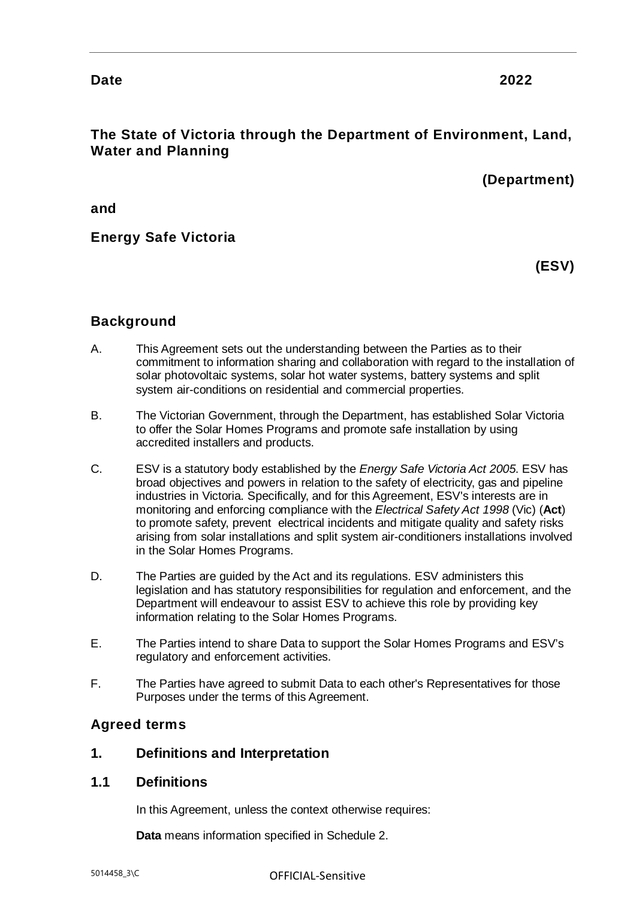**Date** **2022**

**The State of Victoria through the Department of Environment, Land, Water and Planning**

**(Department)**

**and**

**Energy Safe Victoria**

**(ESV)**

## Background

A. This Agreement sets out the understanding between the Parties as to their commitment to information sharing and collaboration with regard to the installation of solar photovoltaic systems, solar hot water systems, battery systems and split system air-conditions on residential and commercial properties.

B. The Victorian Government, through the Department, has established Solar Victoria to offer the Solar Homes Programs and promote safe installation by using accredited installers and products.

C. ESV is a statutory body established by the *Energy Safe Victoria Act 2005*. ESV has broad objectives and powers in relation to the safety of electricity, gas and pipeline industries in Victoria. Specifically, and for this Agreement, ESV's interests are in monitoring and enforcing compliance with the *Electrical Safety Act 1998* (Vic) (**Act**) to promote safety, prevent electrical incidents and mitigate quality and safety risks arising from solar installations and split system air-conditioners installations involved in the Solar Homes Programs.

D. The Parties are guided by the Act and its regulations. ESV administers this legislation and has statutory responsibilities for regulation and enforcement, and the Department will endeavour to assist ESV to achieve this role by providing key information relating to the Solar Homes Programs.

E. The Parties intend to share Data to support the Solar Homes Programs and ESV's regulatory and enforcement activities.

F. The Parties have agreed to submit Data to each other's Representatives for those Purposes under the terms of this Agreement.

## Agreed terms

## 1. Definitions and Interpretation

### 1.1 Definitions

In this Agreement, unless the context otherwise requires:

**Data** means information specified in Schedule 2.

OFFICIAL-Sensitive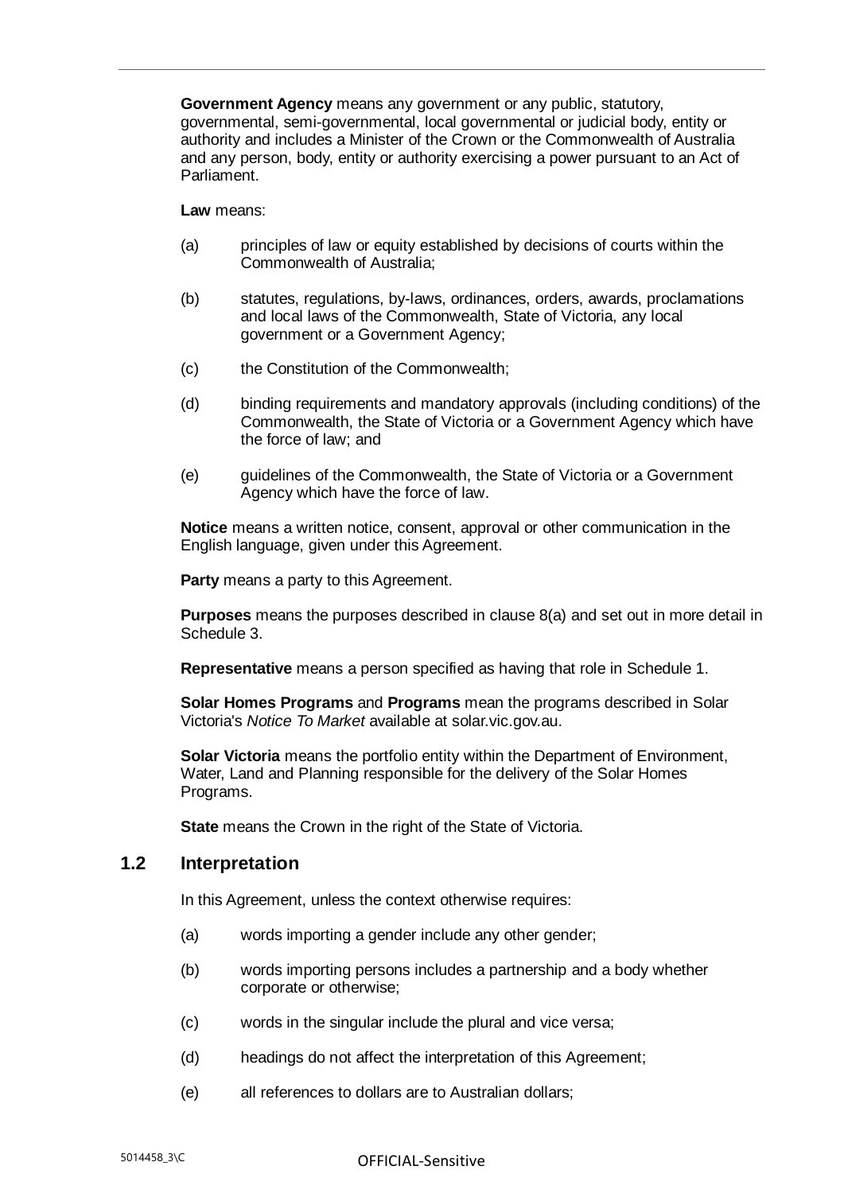**Government Agency** means any government or any public, statutory, governmental, semi-governmental, local governmental or judicial body, entity or authority and includes a Minister of the Crown or the Commonwealth of Australia and any person, body, entity or authority exercising a power pursuant to an Act of Parliament.

**Law** means:

(a) principles of law or equity established by decisions of courts within the Commonwealth of Australia;

(b) statutes, regulations, by-laws, ordinances, orders, awards, proclamations and local laws of the Commonwealth, State of Victoria, any local government or a Government Agency;

(c) the Constitution of the Commonwealth;

(d) binding requirements and mandatory approvals (including conditions) of the Commonwealth, the State of Victoria or a Government Agency which have the force of law; and

(e) guidelines of the Commonwealth, the State of Victoria or a Government Agency which have the force of law.

**Notice** means a written notice, consent, approval or other communication in the English language, given under this Agreement.

**Party** means a party to this Agreement.

**Purposes** means the purposes described in clause 8(a) and set out in more detail in Schedule 3.

**Representative** means a person specified as having that role in Schedule 1.

**Solar Homes Programs** and **Programs** mean the programs described in Solar Victoria's *Notice To Market* available at solar.vic.gov.au.

**Solar Victoria** means the portfolio entity within the Department of Environment, Water, Land and Planning responsible for the delivery of the Solar Homes Programs.

**State** means the Crown in the right of the State of Victoria.

## 1.2 Interpretation

In this Agreement, unless the context otherwise requires:

(a) words importing a gender include any other gender;

(b) words importing persons includes a partnership and a body whether corporate or otherwise;

(c) words in the singular include the plural and vice versa;

(d) headings do not affect the interpretation of this Agreement;

(e) all references to dollars are to Australian dollars;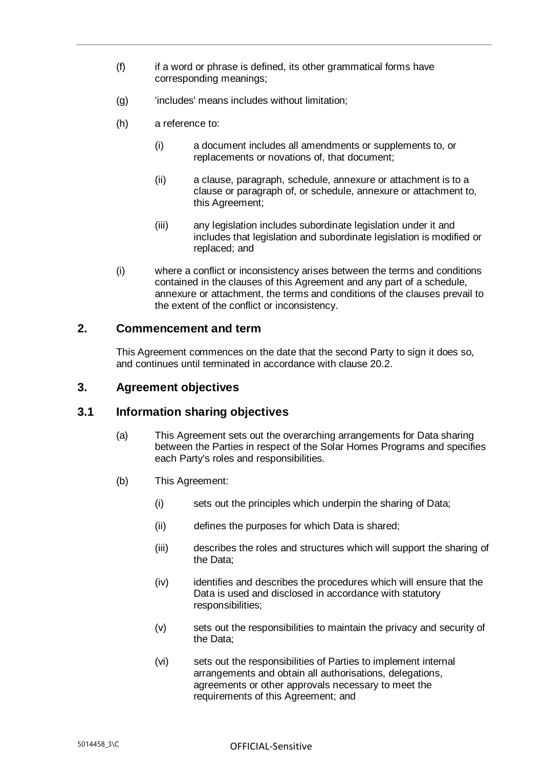(f) if a word or phrase is defined, its other grammatical forms have corresponding meanings;

(g) 'includes' means includes without limitation;

(h) a reference to:

  (i) a document includes all amendments or supplements to, or replacements or novations of, that document;

  (ii) a clause, paragraph, schedule, annexure or attachment is to a clause or paragraph of, or schedule, annexure or attachment to, this Agreement;

  (iii) any legislation includes subordinate legislation under it and includes that legislation and subordinate legislation is modified or replaced; and

(i) where a conflict or inconsistency arises between the terms and conditions contained in the clauses of this Agreement and any part of a schedule, annexure or attachment, the terms and conditions of the clauses prevail to the extent of the conflict or inconsistency.

## 2. Commencement and term

This Agreement commences on the date that the second Party to sign it does so, and continues until terminated in accordance with clause 20.2.

## 3. Agreement objectives

### 3.1 Information sharing objectives

(a) This Agreement sets out the overarching arrangements for Data sharing between the Parties in respect of the Solar Homes Programs and specifies each Party's roles and responsibilities.

(b) This Agreement:

  (i) sets out the principles which underpin the sharing of Data;

  (ii) defines the purposes for which Data is shared;

  (iii) describes the roles and structures which will support the sharing of the Data;

  (iv) identifies and describes the procedures which will ensure that the Data is used and disclosed in accordance with statutory responsibilities;

  (v) sets out the responsibilities to maintain the privacy and security of the Data;

  (vi) sets out the responsibilities of Parties to implement internal arrangements and obtain all authorisations, delegations, agreements or other approvals necessary to meet the requirements of this Agreement; and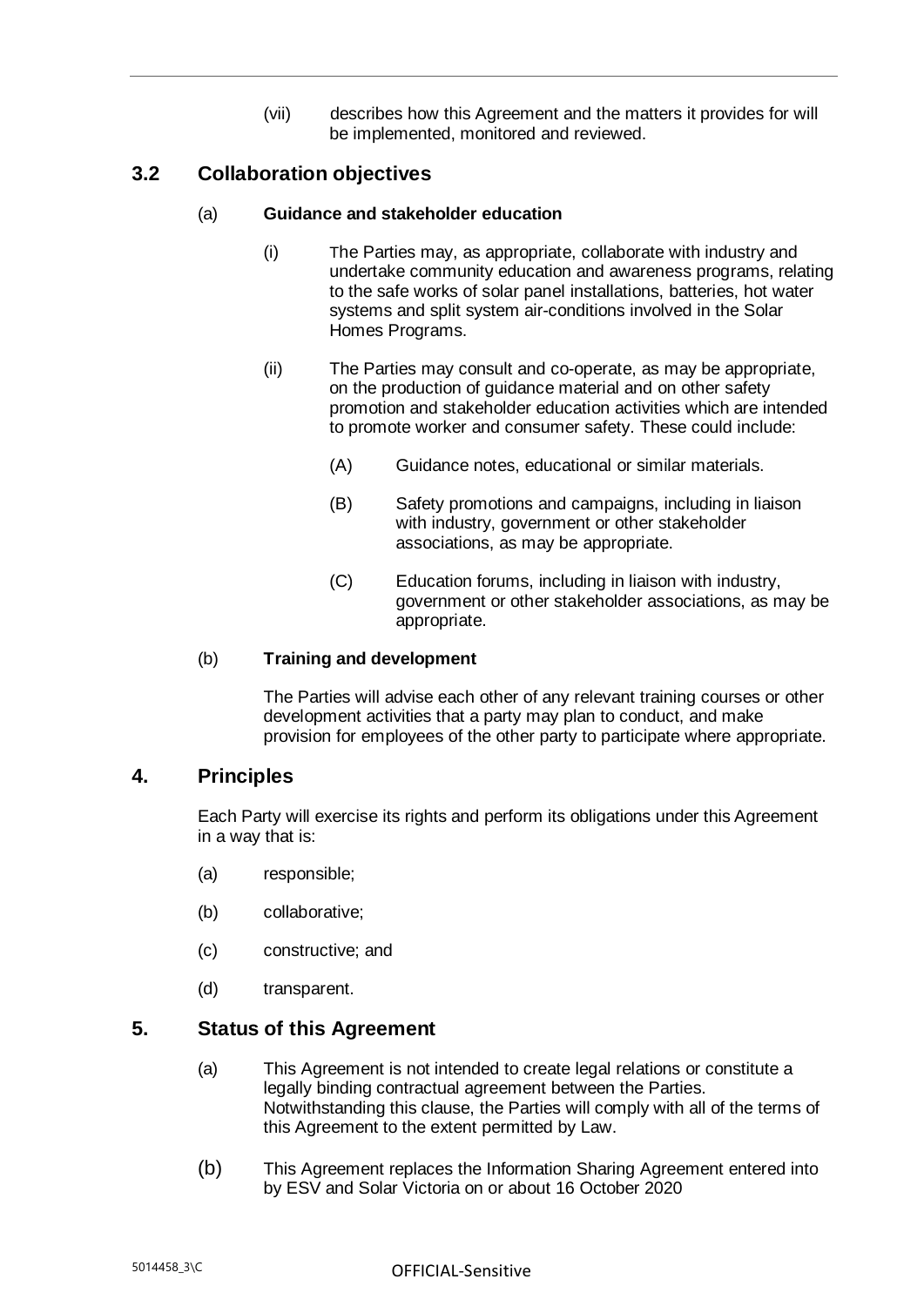(vii) describes how this Agreement and the matters it provides for will be implemented, monitored and reviewed.

## 3.2 Collaboration objectives

(a) **Guidance and stakeholder education**

(i) The Parties may, as appropriate, collaborate with industry and undertake community education and awareness programs, relating to the safe works of solar panel installations, batteries, hot water systems and split system air-conditions involved in the Solar Homes Programs.

(ii) The Parties may consult and co-operate, as may be appropriate, on the production of guidance material and on other safety promotion and stakeholder education activities which are intended to promote worker and consumer safety. These could include:

(A) Guidance notes, educational or similar materials.

(B) Safety promotions and campaigns, including in liaison with industry, government or other stakeholder associations, as may be appropriate.

(C) Education forums, including in liaison with industry, government or other stakeholder associations, as may be appropriate.

(b) **Training and development**

The Parties will advise each other of any relevant training courses or other development activities that a party may plan to conduct, and make provision for employees of the other party to participate where appropriate.

## 4. Principles

Each Party will exercise its rights and perform its obligations under this Agreement in a way that is:

(a) responsible;

(b) collaborative;

(c) constructive; and

(d) transparent.

## 5. Status of this Agreement

(a) This Agreement is not intended to create legal relations or constitute a legally binding contractual agreement between the Parties. Notwithstanding this clause, the Parties will comply with all of the terms of this Agreement to the extent permitted by Law.

(b) This Agreement replaces the Information Sharing Agreement entered into by ESV and Solar Victoria on or about 16 October 2020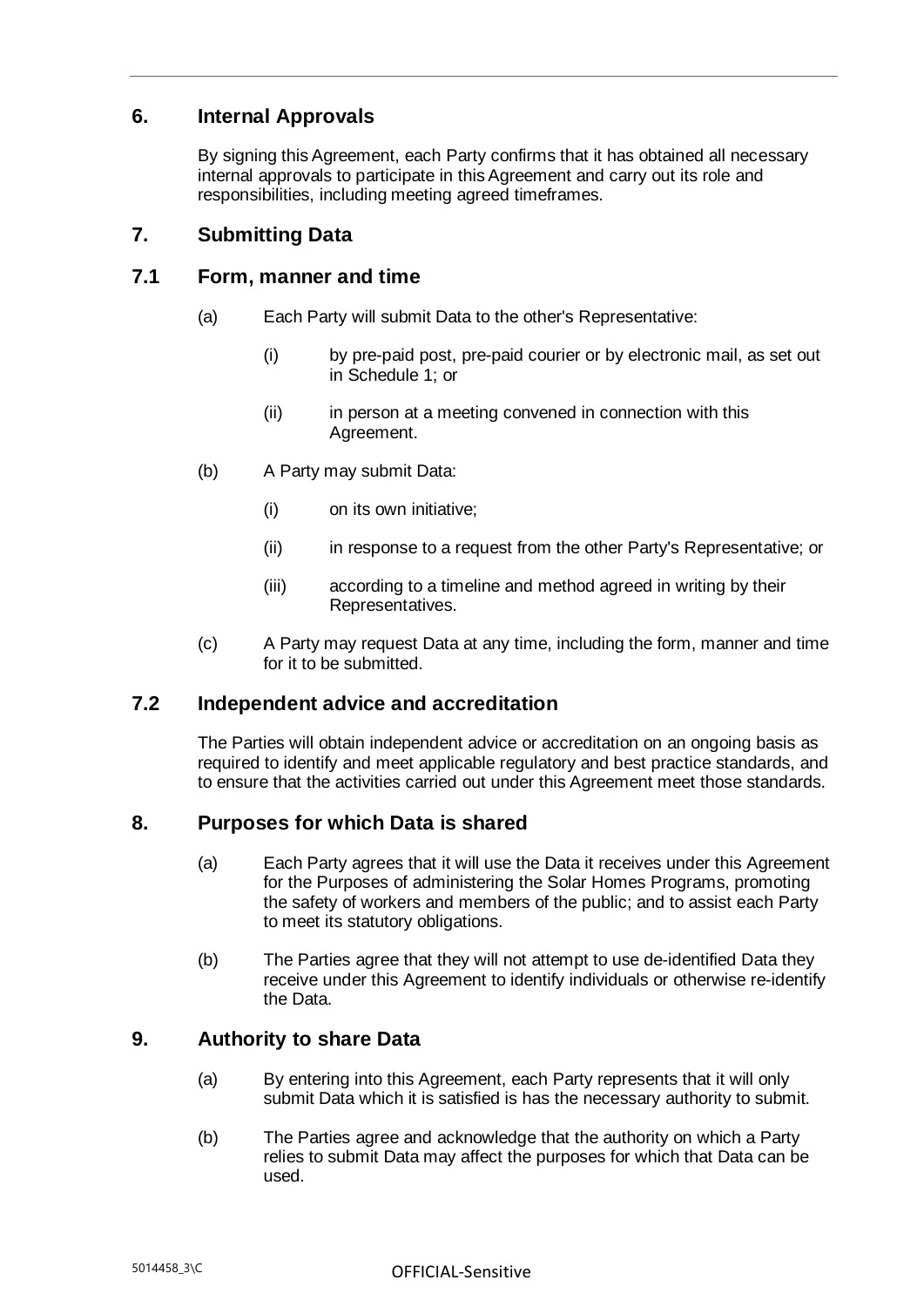## 6. Internal Approvals

By signing this Agreement, each Party confirms that it has obtained all necessary internal approvals to participate in this Agreement and carry out its role and responsibilities, including meeting agreed timeframes.

## 7. Submitting Data

### 7.1 Form, manner and time

(a) Each Party will submit Data to the other's Representative:

  (i) by pre-paid post, pre-paid courier or by electronic mail, as set out in Schedule 1; or

  (ii) in person at a meeting convened in connection with this Agreement.

(b) A Party may submit Data:

  (i) on its own initiative;

  (ii) in response to a request from the other Party's Representative; or

  (iii) according to a timeline and method agreed in writing by their Representatives.

(c) A Party may request Data at any time, including the form, manner and time for it to be submitted.

### 7.2 Independent advice and accreditation

The Parties will obtain independent advice or accreditation on an ongoing basis as required to identify and meet applicable regulatory and best practice standards, and to ensure that the activities carried out under this Agreement meet those standards.

## 8. Purposes for which Data is shared

(a) Each Party agrees that it will use the Data it receives under this Agreement for the Purposes of administering the Solar Homes Programs, promoting the safety of workers and members of the public; and to assist each Party to meet its statutory obligations.

(b) The Parties agree that they will not attempt to use de-identified Data they receive under this Agreement to identify individuals or otherwise re-identify the Data.

## 9. Authority to share Data

(a) By entering into this Agreement, each Party represents that it will only submit Data which it is satisfied is has the necessary authority to submit.

(b) The Parties agree and acknowledge that the authority on which a Party relies to submit Data may affect the purposes for which that Data can be used.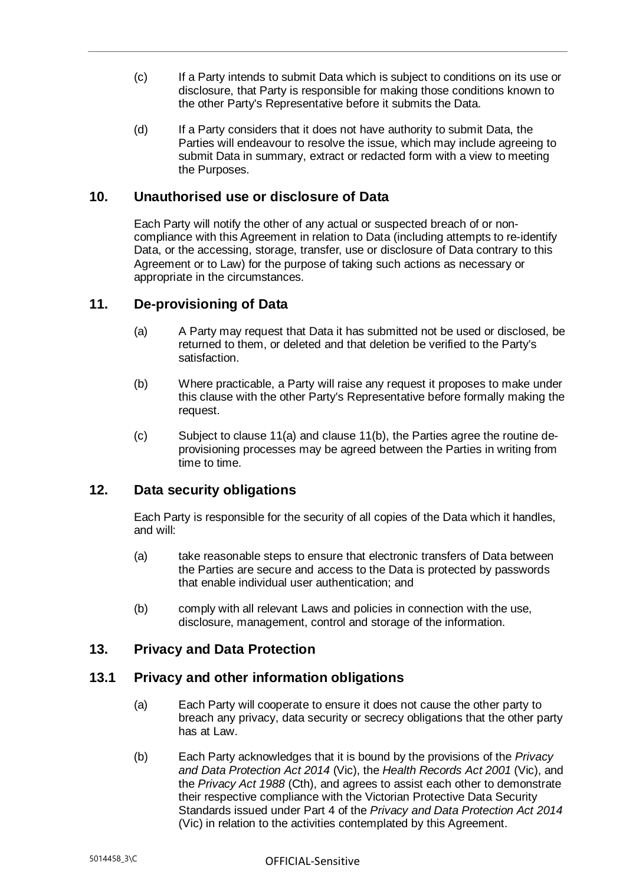(c) If a Party intends to submit Data which is subject to conditions on its use or disclosure, that Party is responsible for making those conditions known to the other Party's Representative before it submits the Data.

(d) If a Party considers that it does not have authority to submit Data, the Parties will endeavour to resolve the issue, which may include agreeing to submit Data in summary, extract or redacted form with a view to meeting the Purposes.

## 10. Unauthorised use or disclosure of Data

Each Party will notify the other of any actual or suspected breach of or non-compliance with this Agreement in relation to Data (including attempts to re-identify Data, or the accessing, storage, transfer, use or disclosure of Data contrary to this Agreement or to Law) for the purpose of taking such actions as necessary or appropriate in the circumstances.

## 11. De-provisioning of Data

(a) A Party may request that Data it has submitted not be used or disclosed, be returned to them, or deleted and that deletion be verified to the Party's satisfaction.

(b) Where practicable, a Party will raise any request it proposes to make under this clause with the other Party's Representative before formally making the request.

(c) Subject to clause 11(a) and clause 11(b), the Parties agree the routine de-provisioning processes may be agreed between the Parties in writing from time to time.

## 12. Data security obligations

Each Party is responsible for the security of all copies of the Data which it handles, and will:

(a) take reasonable steps to ensure that electronic transfers of Data between the Parties are secure and access to the Data is protected by passwords that enable individual user authentication; and

(b) comply with all relevant Laws and policies in connection with the use, disclosure, management, control and storage of the information.

## 13. Privacy and Data Protection

### 13.1 Privacy and other information obligations

(a) Each Party will cooperate to ensure it does not cause the other party to breach any privacy, data security or secrecy obligations that the other party has at Law.

(b) Each Party acknowledges that it is bound by the provisions of the *Privacy and Data Protection Act 2014* (Vic), the *Health Records Act 2001* (Vic), and the *Privacy Act 1988* (Cth), and agrees to assist each other to demonstrate their respective compliance with the Victorian Protective Data Security Standards issued under Part 4 of the *Privacy and Data Protection Act 2014* (Vic) in relation to the activities contemplated by this Agreement.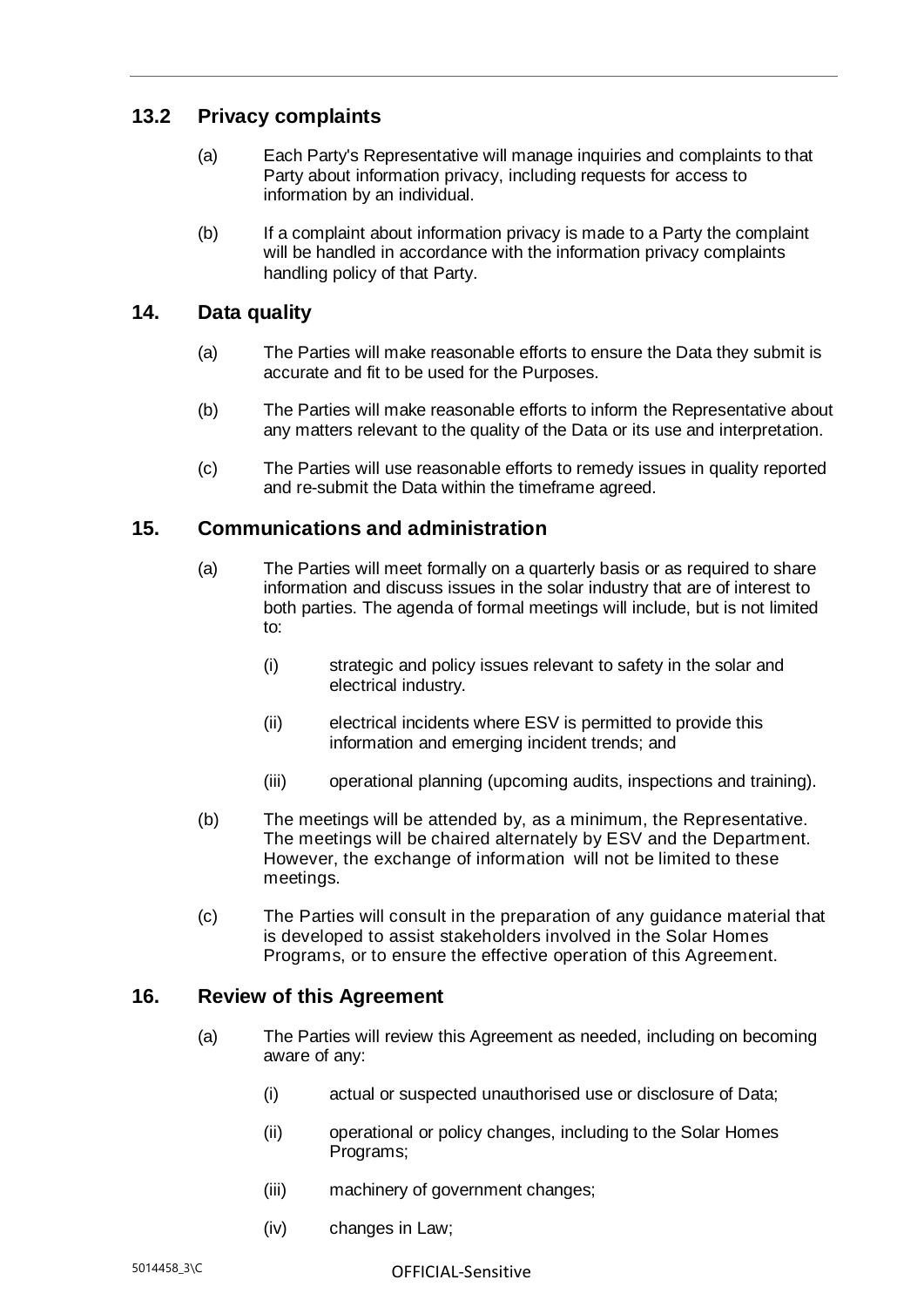## 13.2 Privacy complaints

(a) Each Party's Representative will manage inquiries and complaints to that Party about information privacy, including requests for access to information by an individual.

(b) If a complaint about information privacy is made to a Party the complaint will be handled in accordance with the information privacy complaints handling policy of that Party.

## 14. Data quality

(a) The Parties will make reasonable efforts to ensure the Data they submit is accurate and fit to be used for the Purposes.

(b) The Parties will make reasonable efforts to inform the Representative about any matters relevant to the quality of the Data or its use and interpretation.

(c) The Parties will use reasonable efforts to remedy issues in quality reported and re-submit the Data within the timeframe agreed.

## 15. Communications and administration

(a) The Parties will meet formally on a quarterly basis or as required to share information and discuss issues in the solar industry that are of interest to both parties. The agenda of formal meetings will include, but is not limited to:

   (i) strategic and policy issues relevant to safety in the solar and electrical industry.

   (ii) electrical incidents where ESV is permitted to provide this information and emerging incident trends; and

   (iii) operational planning (upcoming audits, inspections and training).

(b) The meetings will be attended by, as a minimum, the Representative. The meetings will be chaired alternately by ESV and the Department. However, the exchange of information will not be limited to these meetings.

(c) The Parties will consult in the preparation of any guidance material that is developed to assist stakeholders involved in the Solar Homes Programs, or to ensure the effective operation of this Agreement.

## 16. Review of this Agreement

(a) The Parties will review this Agreement as needed, including on becoming aware of any:

   (i) actual or suspected unauthorised use or disclosure of Data;

   (ii) operational or policy changes, including to the Solar Homes Programs;

   (iii) machinery of government changes;

   (iv) changes in Law;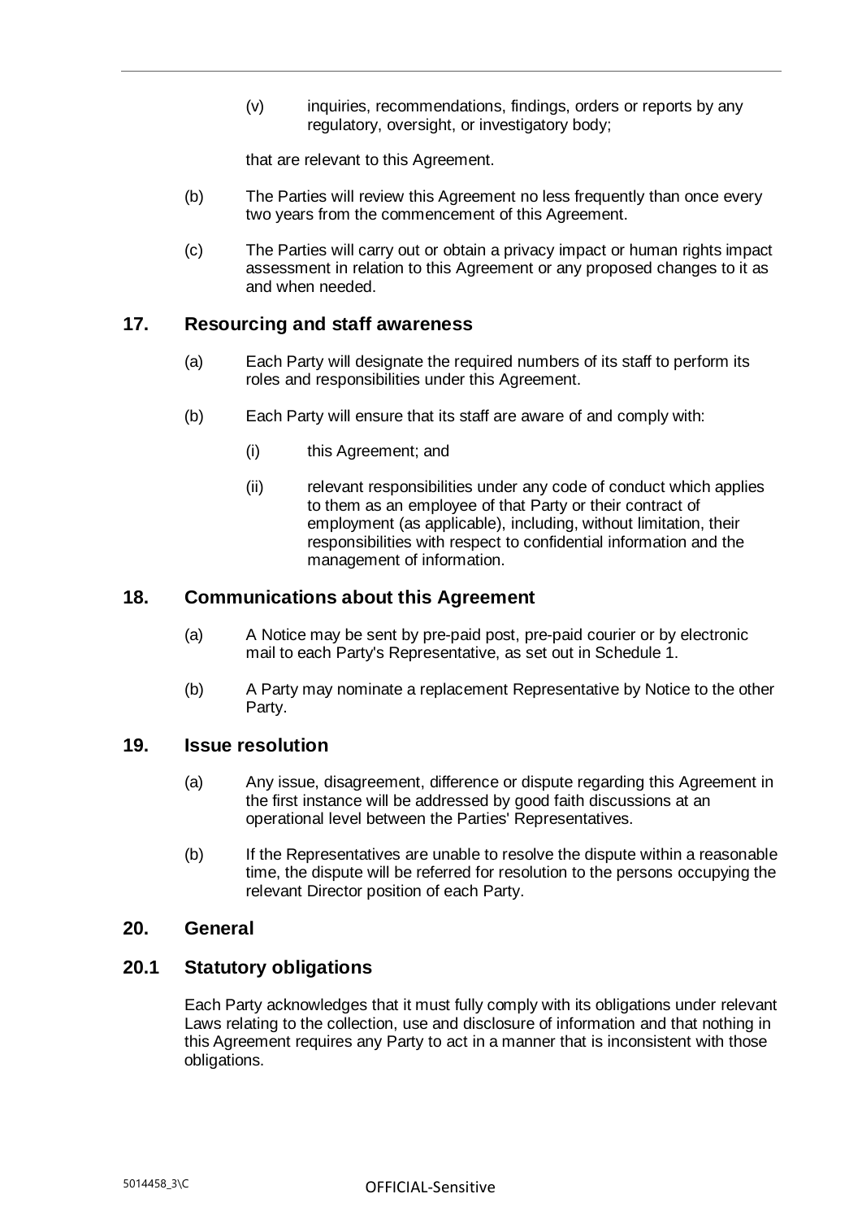(v) inquiries, recommendations, findings, orders or reports by any regulatory, oversight, or investigatory body;

that are relevant to this Agreement.

(b) The Parties will review this Agreement no less frequently than once every two years from the commencement of this Agreement.

(c) The Parties will carry out or obtain a privacy impact or human rights impact assessment in relation to this Agreement or any proposed changes to it as and when needed.

## 17. Resourcing and staff awareness

(a) Each Party will designate the required numbers of its staff to perform its roles and responsibilities under this Agreement.

(b) Each Party will ensure that its staff are aware of and comply with:

(i) this Agreement; and

(ii) relevant responsibilities under any code of conduct which applies to them as an employee of that Party or their contract of employment (as applicable), including, without limitation, their responsibilities with respect to confidential information and the management of information.

## 18. Communications about this Agreement

(a) A Notice may be sent by pre-paid post, pre-paid courier or by electronic mail to each Party's Representative, as set out in Schedule 1.

(b) A Party may nominate a replacement Representative by Notice to the other Party.

## 19. Issue resolution

(a) Any issue, disagreement, difference or dispute regarding this Agreement in the first instance will be addressed by good faith discussions at an operational level between the Parties' Representatives.

(b) If the Representatives are unable to resolve the dispute within a reasonable time, the dispute will be referred for resolution to the persons occupying the relevant Director position of each Party.

## 20. General

### 20.1 Statutory obligations

Each Party acknowledges that it must fully comply with its obligations under relevant Laws relating to the collection, use and disclosure of information and that nothing in this Agreement requires any Party to act in a manner that is inconsistent with those obligations.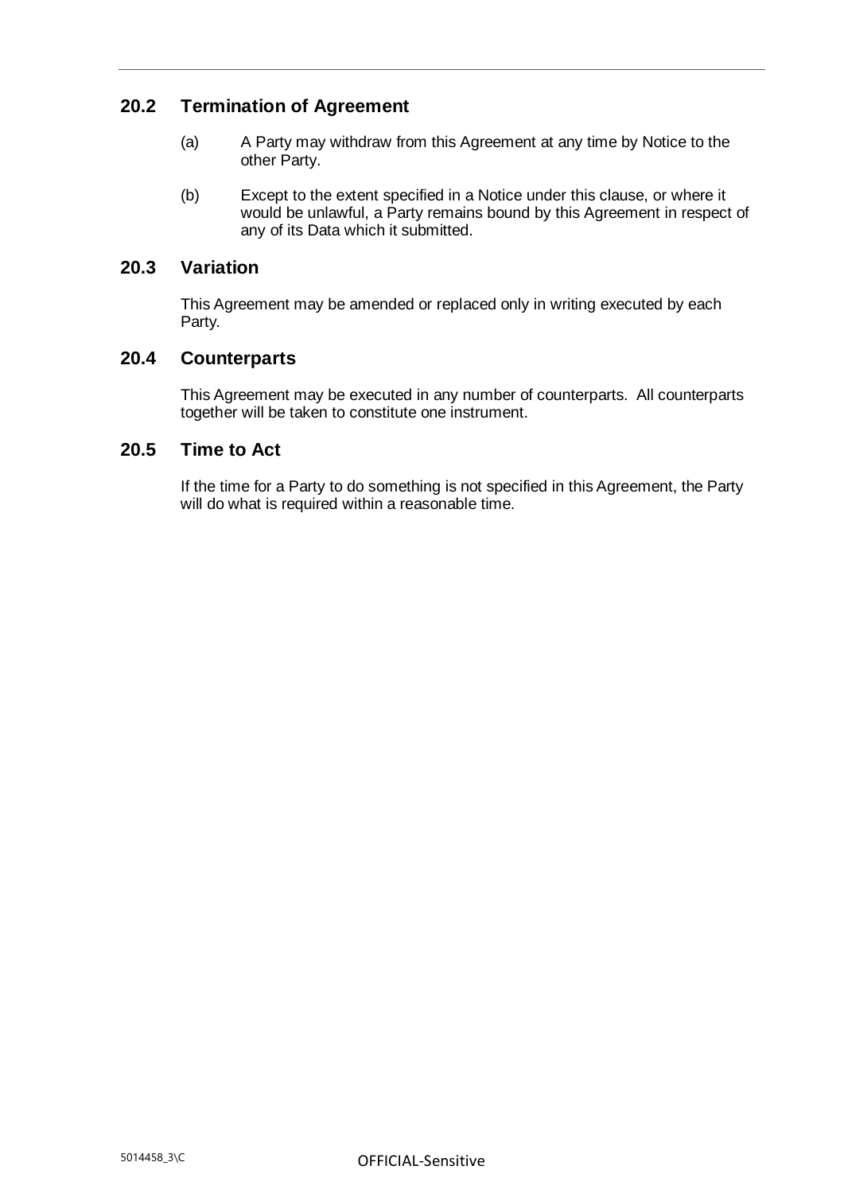## 20.2 Termination of Agreement

(a) A Party may withdraw from this Agreement at any time by Notice to the other Party.

(b) Except to the extent specified in a Notice under this clause, or where it would be unlawful, a Party remains bound by this Agreement in respect of any of its Data which it submitted.

## 20.3 Variation

This Agreement may be amended or replaced only in writing executed by each Party.

## 20.4 Counterparts

This Agreement may be executed in any number of counterparts. All counterparts together will be taken to constitute one instrument.

## 20.5 Time to Act

If the time for a Party to do something is not specified in this Agreement, the Party will do what is required within a reasonable time.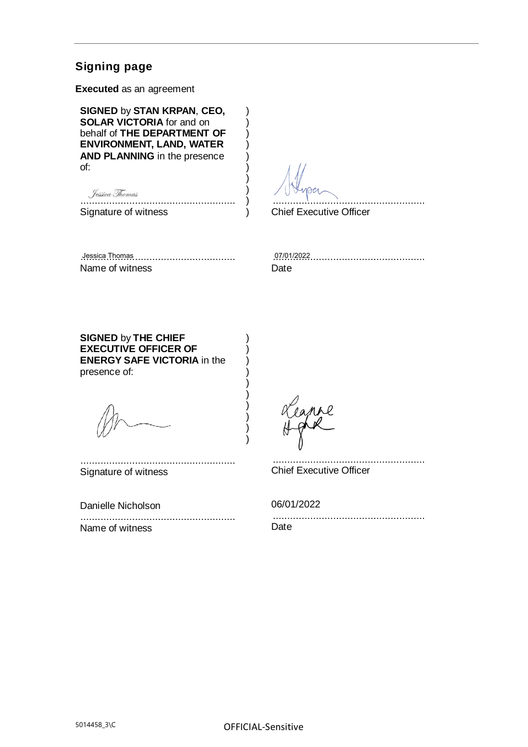## Signing page

**Executed** as an agreement

**SIGNED** by **STAN KRPAN**, **CEO, SOLAR VICTORIA** for and on behalf of **THE DEPARTMENT OF ENVIRONMENT, LAND, WATER AND PLANNING** in the presence of:

Jessica Thomas
.....................................................
Signature of witness

.....................................................
Chief Executive Officer

Jessica Thomas
.....................................................
Name of witness

07/01/2022
.....................................................
Date

**SIGNED** by **THE CHIEF EXECUTIVE OFFICER OF ENERGY SAFE VICTORIA** in the presence of:

.....................................................
Signature of witness

Leanne Hughson
.....................................................
Chief Executive Officer

Danielle Nicholson
.....................................................
Name of witness

06/01/2022
.....................................................
Date

5014458_3\C

OFFICIAL-Sensitive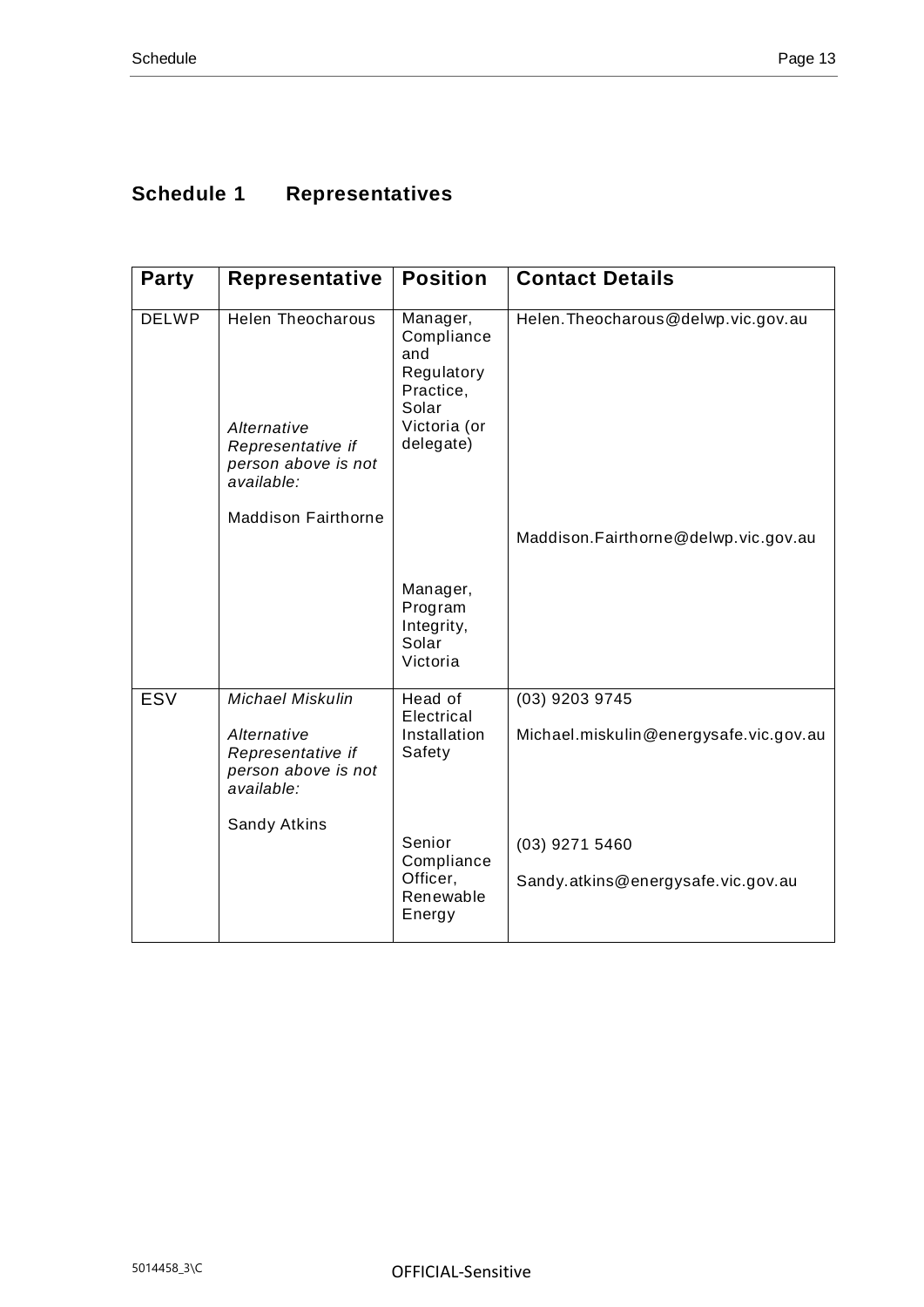## Schedule 1 Representatives

| Party | Representative | Position | Contact Details |
|---|---|---|---|
| DELWP | Helen Theocharous<br><br>*Alternative Representative if person above is not available:*<br><br>Maddison Fairthorne | Manager, Compliance and Regulatory Practice, Solar Victoria (or delegate)<br><br>Manager, Program Integrity, Solar Victoria | Helen.Theocharous@delwp.vic.gov.au<br><br>Maddison.Fairthorne@delwp.vic.gov.au |
| ESV | *Michael Miskulin*<br><br>*Alternative Representative if person above is not available:*<br><br>Sandy Atkins | Head of Electrical Installation Safety<br><br>Senior Compliance Officer, Renewable Energy | (03) 9203 9745<br><br>Michael.miskulin@energysafe.vic.gov.au<br><br>(03) 9271 5460<br><br>Sandy.atkins@energysafe.vic.gov.au |

5014458_3\C

OFFICIAL-Sensitive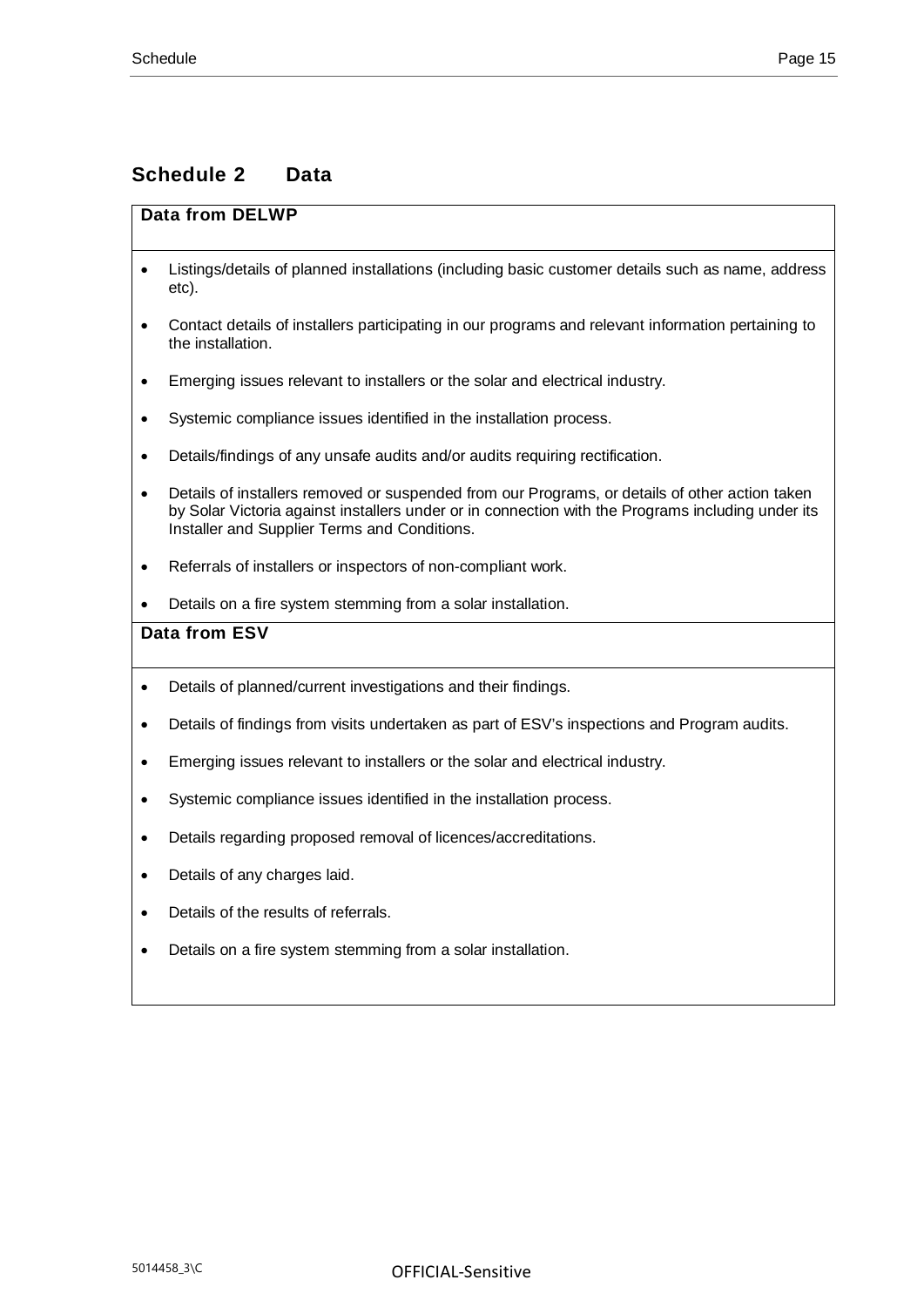## Schedule 2 Data

**Data from DELWP**

- Listings/details of planned installations (including basic customer details such as name, address etc).
- Contact details of installers participating in our programs and relevant information pertaining to the installation.
- Emerging issues relevant to installers or the solar and electrical industry.
- Systemic compliance issues identified in the installation process.
- Details/findings of any unsafe audits and/or audits requiring rectification.
- Details of installers removed or suspended from our Programs, or details of other action taken by Solar Victoria against installers under or in connection with the Programs including under its Installer and Supplier Terms and Conditions.
- Referrals of installers or inspectors of non-compliant work.
- Details on a fire system stemming from a solar installation.

**Data from ESV**

- Details of planned/current investigations and their findings.
- Details of findings from visits undertaken as part of ESV's inspections and Program audits.
- Emerging issues relevant to installers or the solar and electrical industry.
- Systemic compliance issues identified in the installation process.
- Details regarding proposed removal of licences/accreditations.
- Details of any charges laid.
- Details of the results of referrals.
- Details on a fire system stemming from a solar installation.

5014458_3\C

OFFICIAL-Sensitive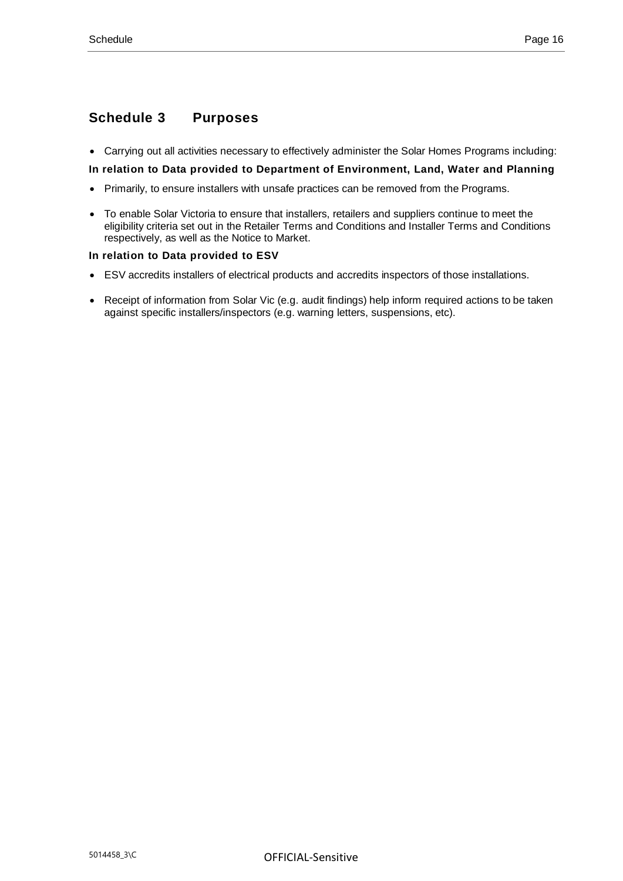## Schedule 3 Purposes

- Carrying out all activities necessary to effectively administer the Solar Homes Programs including:

**In relation to Data provided to Department of Environment, Land, Water and Planning**

- Primarily, to ensure installers with unsafe practices can be removed from the Programs.
- To enable Solar Victoria to ensure that installers, retailers and suppliers continue to meet the eligibility criteria set out in the Retailer Terms and Conditions and Installer Terms and Conditions respectively, as well as the Notice to Market.

**In relation to Data provided to ESV**

- ESV accredits installers of electrical products and accredits inspectors of those installations.
- Receipt of information from Solar Vic (e.g. audit findings) help inform required actions to be taken against specific installers/inspectors (e.g. warning letters, suspensions, etc).